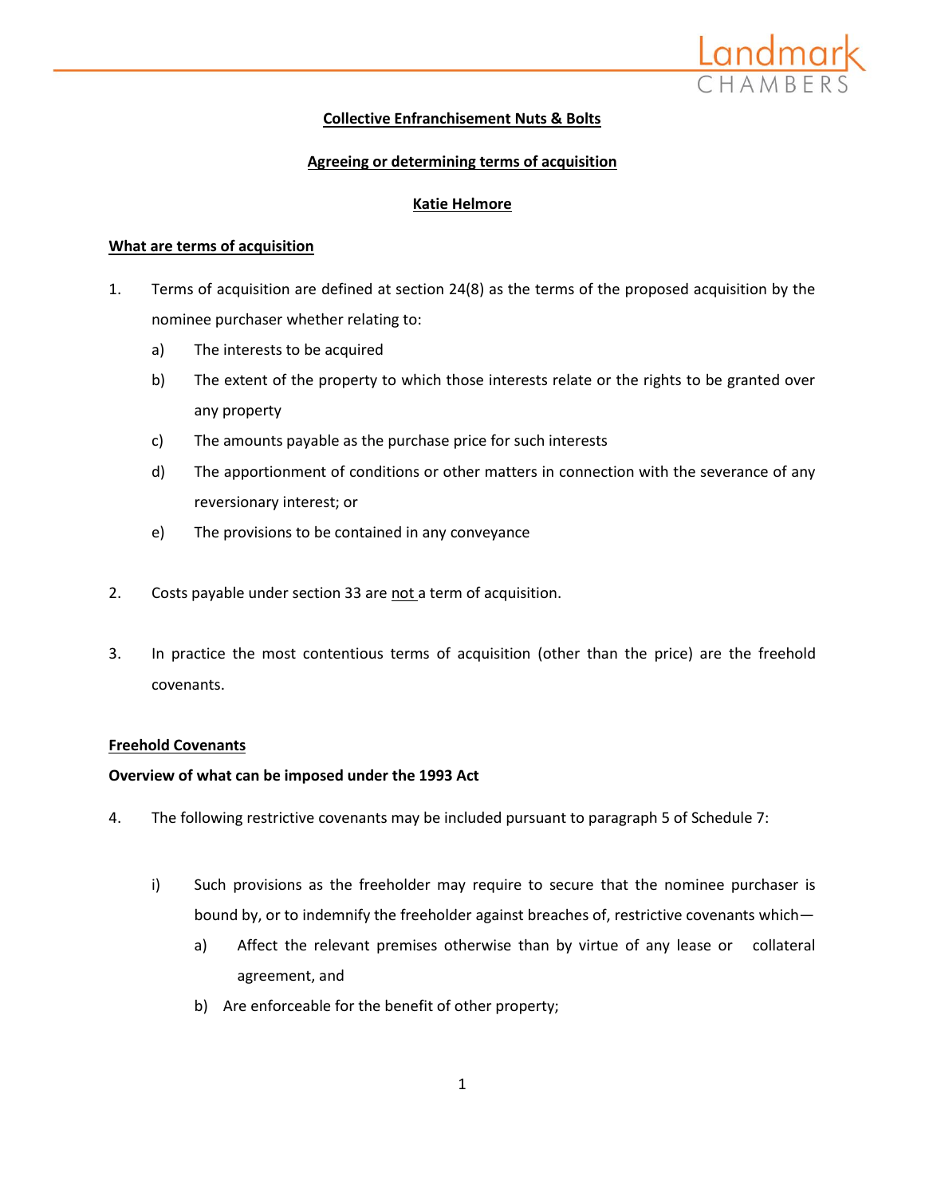**Collective Enfranchisement Nuts & Bolts**

**Agreeing or determining terms of acquisition**

**Katie Helmore**

## What are terms of acquisition

1. Terms of acquisition are defined at section 24(8) as the terms of the proposed acquisition by the nominee purchaser whether relating to:
   a) The interests to be acquired
   b) The extent of the property to which those interests relate or the rights to be granted over any property
   c) The amounts payable as the purchase price for such interests
   d) The apportionment of conditions or other matters in connection with the severance of any reversionary interest; or
   e) The provisions to be contained in any conveyance

2. Costs payable under section 33 are not a term of acquisition.

3. In practice the most contentious terms of acquisition (other than the price) are the freehold covenants.

## Freehold Covenants

### Overview of what can be imposed under the 1993 Act

4. The following restrictive covenants may be included pursuant to paragraph 5 of Schedule 7:

   i) Such provisions as the freeholder may require to secure that the nominee purchaser is bound by, or to indemnify the freeholder against breaches of, restrictive covenants which—
      a) Affect the relevant premises otherwise than by virtue of any lease or collateral agreement, and
      b) Are enforceable for the benefit of other property;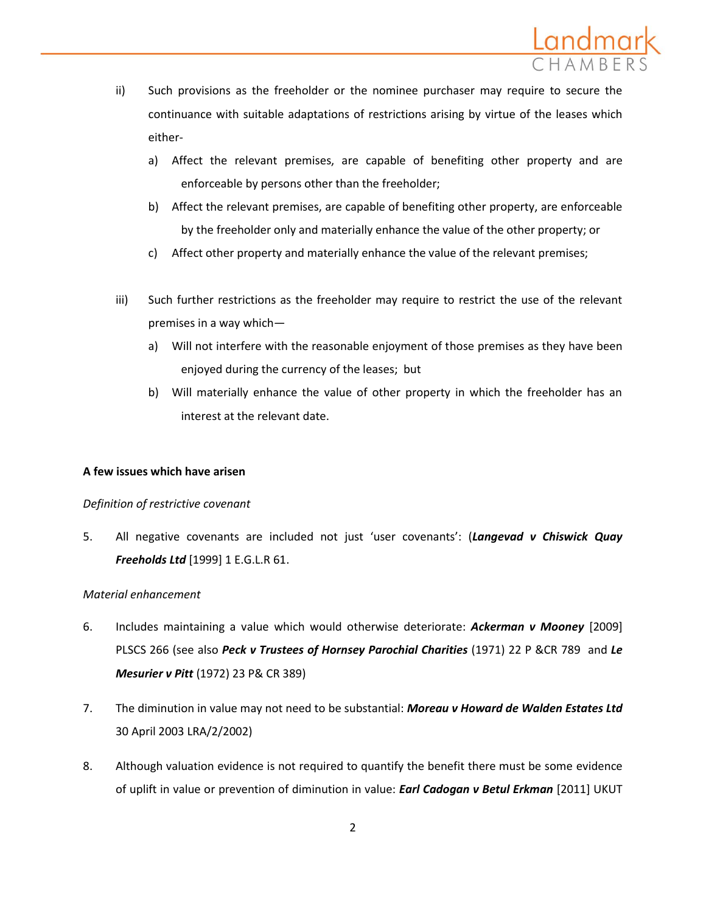ii) Such provisions as the freeholder or the nominee purchaser may require to secure the continuance with suitable adaptations of restrictions arising by virtue of the leases which either-

   a) Affect the relevant premises, are capable of benefiting other property and are enforceable by persons other than the freeholder;

   b) Affect the relevant premises, are capable of benefiting other property, are enforceable by the freeholder only and materially enhance the value of the other property; or

   c) Affect other property and materially enhance the value of the relevant premises;

iii) Such further restrictions as the freeholder may require to restrict the use of the relevant premises in a way which—

   a) Will not interfere with the reasonable enjoyment of those premises as they have been enjoyed during the currency of the leases; but

   b) Will materially enhance the value of other property in which the freeholder has an interest at the relevant date.

**A few issues which have arisen**

*Definition of restrictive covenant*

5. All negative covenants are included not just 'user covenants': (***Langevad v Chiswick Quay Freeholds Ltd*** [1999] 1 E.G.L.R 61.

*Material enhancement*

6. Includes maintaining a value which would otherwise deteriorate: ***Ackerman v Mooney*** [2009] PLSCS 266 (see also ***Peck v Trustees of Hornsey Parochial Charities*** (1971) 22 P &CR 789 and ***Le Mesurier v Pitt*** (1972) 23 P& CR 389)

7. The diminution in value may not need to be substantial: ***Moreau v Howard de Walden Estates Ltd*** 30 April 2003 LRA/2/2002)

8. Although valuation evidence is not required to quantify the benefit there must be some evidence of uplift in value or prevention of diminution in value: ***Earl Cadogan v Betul Erkman*** [2011] UKUT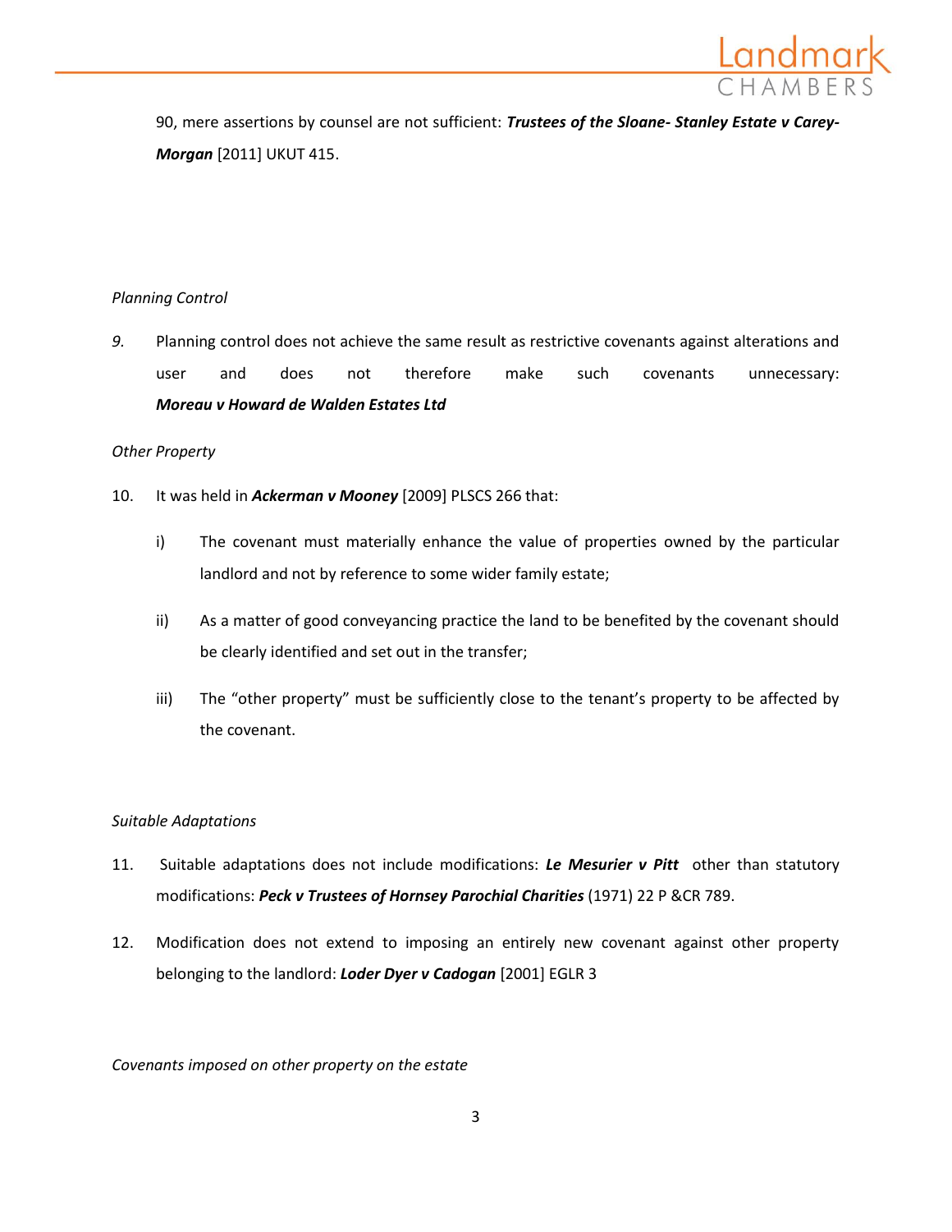90, mere assertions by counsel are not sufficient: ***Trustees of the Sloane- Stanley Estate v Carey-Morgan*** [2011] UKUT 415.

*Planning Control*

*9.* Planning control does not achieve the same result as restrictive covenants against alterations and user and does not therefore make such covenants unnecessary: ***Moreau v Howard de Walden Estates Ltd***

*Other Property*

10. It was held in ***Ackerman v Mooney*** [2009] PLSCS 266 that:

    i) The covenant must materially enhance the value of properties owned by the particular landlord and not by reference to some wider family estate;

    ii) As a matter of good conveyancing practice the land to be benefited by the covenant should be clearly identified and set out in the transfer;

    iii) The "other property" must be sufficiently close to the tenant's property to be affected by the covenant.

*Suitable Adaptations*

11. Suitable adaptations does not include modifications: ***Le Mesurier v Pitt*** other than statutory modifications: ***Peck v Trustees of Hornsey Parochial Charities*** (1971) 22 P &CR 789.

12. Modification does not extend to imposing an entirely new covenant against other property belonging to the landlord: ***Loder Dyer v Cadogan*** [2001] EGLR 3

*Covenants imposed on other property on the estate*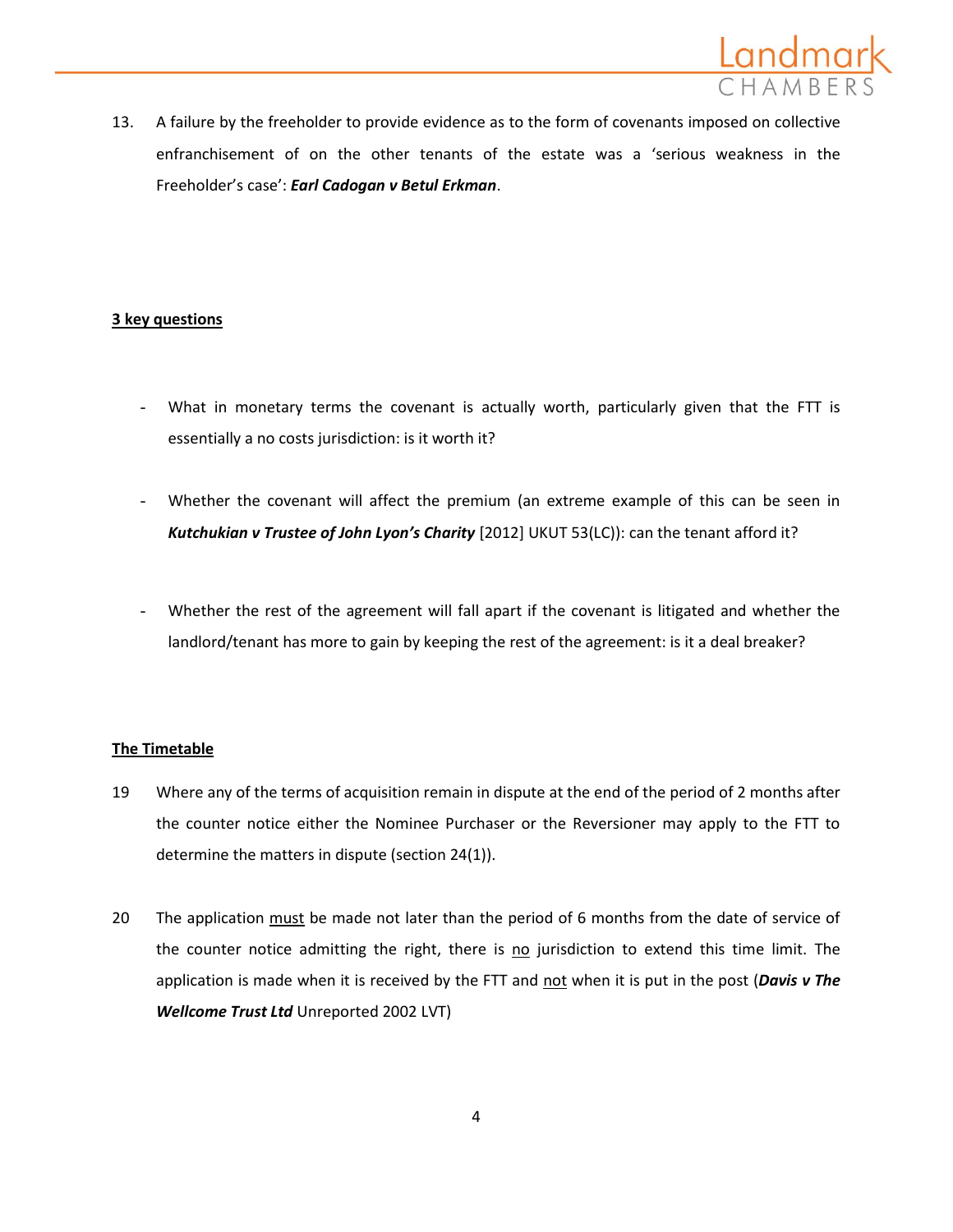13. A failure by the freeholder to provide evidence as to the form of covenants imposed on collective enfranchisement of on the other tenants of the estate was a 'serious weakness in the Freeholder's case': ***Earl Cadogan v Betul Erkman***.

**<u>3 key questions</u>**

- What in monetary terms the covenant is actually worth, particularly given that the FTT is essentially a no costs jurisdiction: is it worth it?
- Whether the covenant will affect the premium (an extreme example of this can be seen in ***Kutchukian v Trustee of John Lyon's Charity*** [2012] UKUT 53(LC)): can the tenant afford it?
- Whether the rest of the agreement will fall apart if the covenant is litigated and whether the landlord/tenant has more to gain by keeping the rest of the agreement: is it a deal breaker?

**<u>The Timetable</u>**

19 Where any of the terms of acquisition remain in dispute at the end of the period of 2 months after the counter notice either the Nominee Purchaser or the Reversioner may apply to the FTT to determine the matters in dispute (section 24(1)).

20 The application <u>must</u> be made not later than the period of 6 months from the date of service of the counter notice admitting the right, there is <u>no</u> jurisdiction to extend this time limit. The application is made when it is received by the FTT and <u>not</u> when it is put in the post (***Davis v The Wellcome Trust Ltd*** Unreported 2002 LVT)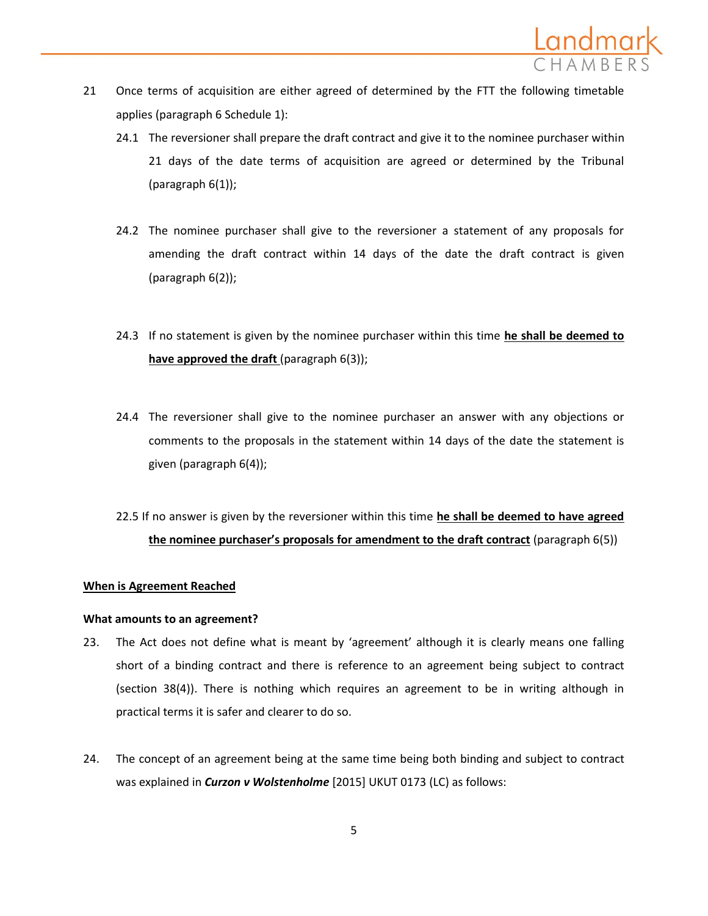21 Once terms of acquisition are either agreed of determined by the FTT the following timetable applies (paragraph 6 Schedule 1):

24.1 The reversioner shall prepare the draft contract and give it to the nominee purchaser within 21 days of the date terms of acquisition are agreed or determined by the Tribunal (paragraph 6(1));

24.2 The nominee purchaser shall give to the reversioner a statement of any proposals for amending the draft contract within 14 days of the date the draft contract is given (paragraph 6(2));

24.3 If no statement is given by the nominee purchaser within this time **he shall be deemed to have approved the draft** (paragraph 6(3));

24.4 The reversioner shall give to the nominee purchaser an answer with any objections or comments to the proposals in the statement within 14 days of the date the statement is given (paragraph 6(4));

22.5 If no answer is given by the reversioner within this time **he shall be deemed to have agreed the nominee purchaser's proposals for amendment to the draft contract** (paragraph 6(5))

**When is Agreement Reached**

**What amounts to an agreement?**

23. The Act does not define what is meant by 'agreement' although it is clearly means one falling short of a binding contract and there is reference to an agreement being subject to contract (section 38(4)). There is nothing which requires an agreement to be in writing although in practical terms it is safer and clearer to do so.

24. The concept of an agreement being at the same time being both binding and subject to contract was explained in ***Curzon v Wolstenholme*** [2015] UKUT 0173 (LC) as follows: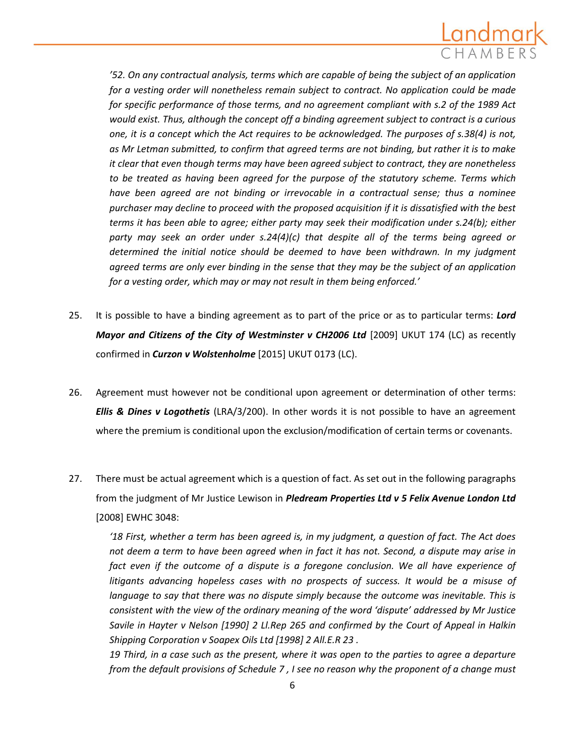*'52. On any contractual analysis, terms which are capable of being the subject of an application for a vesting order will nonetheless remain subject to contract. No application could be made for specific performance of those terms, and no agreement compliant with s.2 of the 1989 Act would exist. Thus, although the concept off a binding agreement subject to contract is a curious one, it is a concept which the Act requires to be acknowledged. The purposes of s.38(4) is not, as Mr Letman submitted, to confirm that agreed terms are not binding, but rather it is to make it clear that even though terms may have been agreed subject to contract, they are nonetheless to be treated as having been agreed for the purpose of the statutory scheme. Terms which have been agreed are not binding or irrevocable in a contractual sense; thus a nominee purchaser may decline to proceed with the proposed acquisition if it is dissatisfied with the best terms it has been able to agree; either party may seek their modification under s.24(b); either party may seek an order under s.24(4)(c) that despite all of the terms being agreed or determined the initial notice should be deemed to have been withdrawn. In my judgment agreed terms are only ever binding in the sense that they may be the subject of an application for a vesting order, which may or may not result in them being enforced.'*

25. It is possible to have a binding agreement as to part of the price or as to particular terms: ***Lord Mayor and Citizens of the City of Westminster v CH2006 Ltd*** [2009] UKUT 174 (LC) as recently confirmed in ***Curzon v Wolstenholme*** [2015] UKUT 0173 (LC).

26. Agreement must however not be conditional upon agreement or determination of other terms: ***Ellis & Dines v Logothetis*** (LRA/3/200). In other words it is not possible to have an agreement where the premium is conditional upon the exclusion/modification of certain terms or covenants.

27. There must be actual agreement which is a question of fact. As set out in the following paragraphs from the judgment of Mr Justice Lewison in ***Pledream Properties Ltd v 5 Felix Avenue London Ltd*** [2008] EWHC 3048:

*'18 First, whether a term has been agreed is, in my judgment, a question of fact. The Act does not deem a term to have been agreed when in fact it has not. Second, a dispute may arise in fact even if the outcome of a dispute is a foregone conclusion. We all have experience of litigants advancing hopeless cases with no prospects of success. It would be a misuse of language to say that there was no dispute simply because the outcome was inevitable. This is consistent with the view of the ordinary meaning of the word 'dispute' addressed by Mr Justice Savile in Hayter v Nelson [1990] 2 Ll.Rep 265 and confirmed by the Court of Appeal in Halkin Shipping Corporation v Soapex Oils Ltd [1998] 2 All.E.R 23 .*

*19 Third, in a case such as the present, where it was open to the parties to agree a departure from the default provisions of Schedule 7 , I see no reason why the proponent of a change must*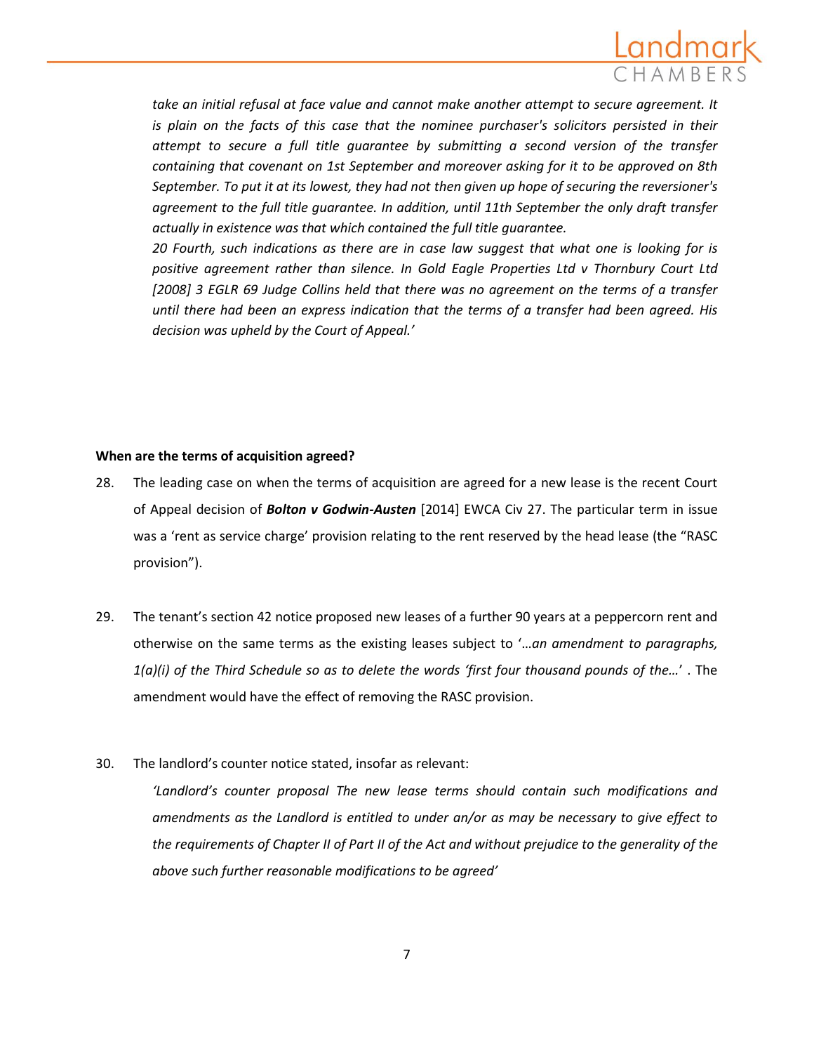*take an initial refusal at face value and cannot make another attempt to secure agreement. It is plain on the facts of this case that the nominee purchaser's solicitors persisted in their attempt to secure a full title guarantee by submitting a second version of the transfer containing that covenant on 1st September and moreover asking for it to be approved on 8th September. To put it at its lowest, they had not then given up hope of securing the reversioner's agreement to the full title guarantee. In addition, until 11th September the only draft transfer actually in existence was that which contained the full title guarantee.*

*20 Fourth, such indications as there are in case law suggest that what one is looking for is positive agreement rather than silence. In Gold Eagle Properties Ltd v Thornbury Court Ltd [2008] 3 EGLR 69 Judge Collins held that there was no agreement on the terms of a transfer until there had been an express indication that the terms of a transfer had been agreed. His decision was upheld by the Court of Appeal.'*

**When are the terms of acquisition agreed?**

28. The leading case on when the terms of acquisition are agreed for a new lease is the recent Court of Appeal decision of ***Bolton v Godwin-Austen*** [2014] EWCA Civ 27. The particular term in issue was a 'rent as service charge' provision relating to the rent reserved by the head lease (the "RASC provision").

29. The tenant's section 42 notice proposed new leases of a further 90 years at a peppercorn rent and otherwise on the same terms as the existing leases subject to '…*an amendment to paragraphs, 1(a)(i) of the Third Schedule so as to delete the words 'first four thousand pounds of the…*' . The amendment would have the effect of removing the RASC provision.

30. The landlord's counter notice stated, insofar as relevant:

    *'Landlord's counter proposal The new lease terms should contain such modifications and amendments as the Landlord is entitled to under an/or as may be necessary to give effect to the requirements of Chapter II of Part II of the Act and without prejudice to the generality of the above such further reasonable modifications to be agreed'*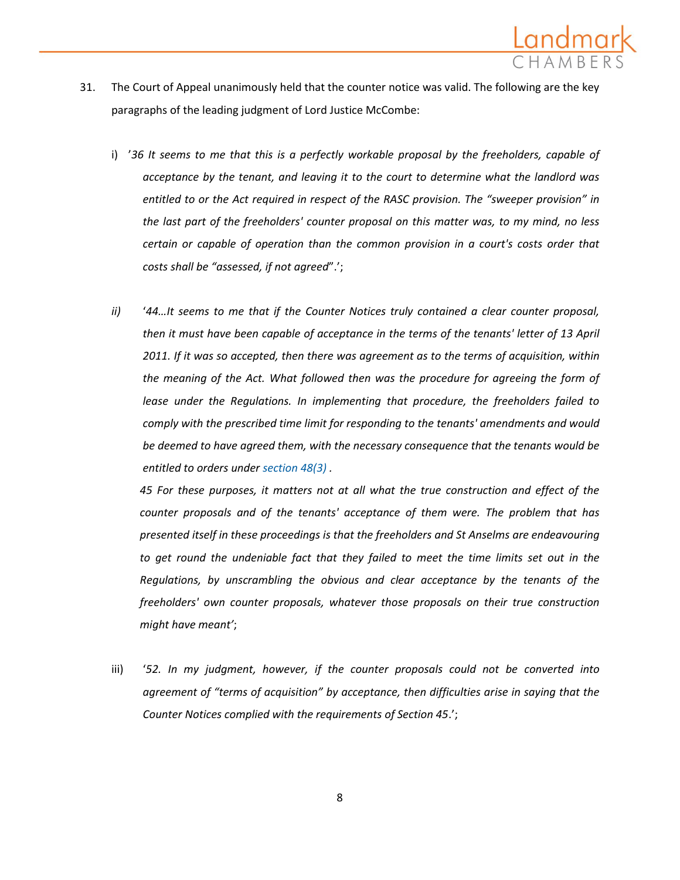31. The Court of Appeal unanimously held that the counter notice was valid. The following are the key paragraphs of the leading judgment of Lord Justice McCombe:

    i) '*36 It seems to me that this is a perfectly workable proposal by the freeholders, capable of acceptance by the tenant, and leaving it to the court to determine what the landlord was entitled to or the Act required in respect of the RASC provision. The "sweeper provision" in the last part of the freeholders' counter proposal on this matter was, to my mind, no less certain or capable of operation than the common provision in a court's costs order that costs shall be "assessed, if not agreed*".';

    *ii)* '*44…It seems to me that if the Counter Notices truly contained a clear counter proposal, then it must have been capable of acceptance in the terms of the tenants' letter of 13 April 2011. If it was so accepted, then there was agreement as to the terms of acquisition, within the meaning of the Act. What followed then was the procedure for agreeing the form of lease under the Regulations. In implementing that procedure, the freeholders failed to comply with the prescribed time limit for responding to the tenants' amendments and would be deemed to have agreed them, with the necessary consequence that the tenants would be entitled to orders under section 48(3) .*

       *45 For these purposes, it matters not at all what the true construction and effect of the counter proposals and of the tenants' acceptance of them were. The problem that has presented itself in these proceedings is that the freeholders and St Anselms are endeavouring to get round the undeniable fact that they failed to meet the time limits set out in the Regulations, by unscrambling the obvious and clear acceptance by the tenants of the freeholders' own counter proposals, whatever those proposals on their true construction might have meant'*;

    iii) '*52. In my judgment, however, if the counter proposals could not be converted into agreement of "terms of acquisition" by acceptance, then difficulties arise in saying that the Counter Notices complied with the requirements of Section 45*.';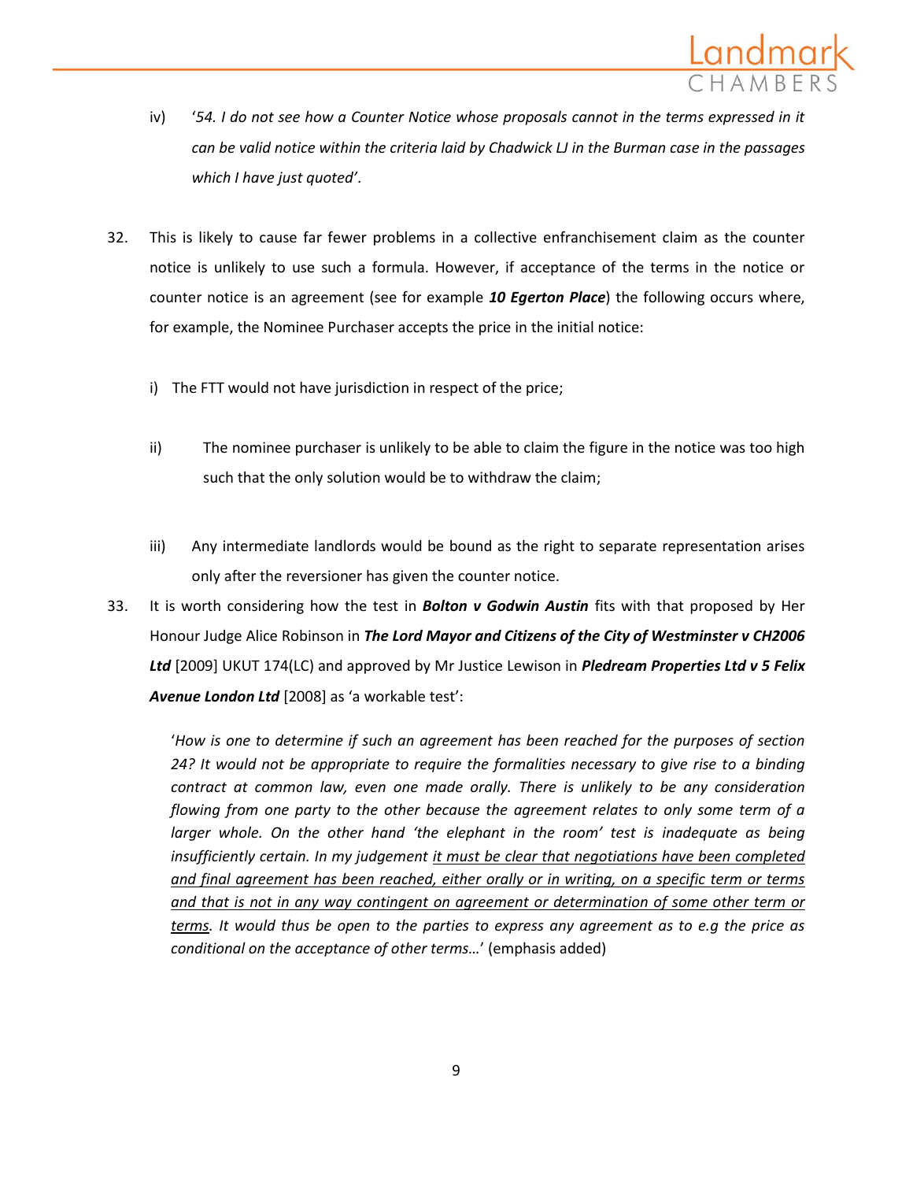iv) '*54. I do not see how a Counter Notice whose proposals cannot in the terms expressed in it can be valid notice within the criteria laid by Chadwick LJ in the Burman case in the passages which I have just quoted'*.

32. This is likely to cause far fewer problems in a collective enfranchisement claim as the counter notice is unlikely to use such a formula. However, if acceptance of the terms in the notice or counter notice is an agreement (see for example ***10 Egerton Place***) the following occurs where, for example, the Nominee Purchaser accepts the price in the initial notice:

   i) The FTT would not have jurisdiction in respect of the price;

   ii) The nominee purchaser is unlikely to be able to claim the figure in the notice was too high such that the only solution would be to withdraw the claim;

   iii) Any intermediate landlords would be bound as the right to separate representation arises only after the reversioner has given the counter notice.

33. It is worth considering how the test in ***Bolton v Godwin Austin*** fits with that proposed by Her Honour Judge Alice Robinson in ***The Lord Mayor and Citizens of the City of Westminster v CH2006 Ltd*** [2009] UKUT 174(LC) and approved by Mr Justice Lewison in ***Pledream Properties Ltd v 5 Felix Avenue London Ltd*** [2008] as 'a workable test':

   '*How is one to determine if such an agreement has been reached for the purposes of section 24? It would not be appropriate to require the formalities necessary to give rise to a binding contract at common law, even one made orally. There is unlikely to be any consideration flowing from one party to the other because the agreement relates to only some term of a larger whole. On the other hand 'the elephant in the room' test is inadequate as being insufficiently certain. In my judgement <u>it must be clear that negotiations have been completed and final agreement has been reached, either orally or in writing, on a specific term or terms and that is not in any way contingent on agreement or determination of some other term or terms</u>. It would thus be open to the parties to express any agreement as to e.g the price as conditional on the acceptance of other terms…*' (emphasis added)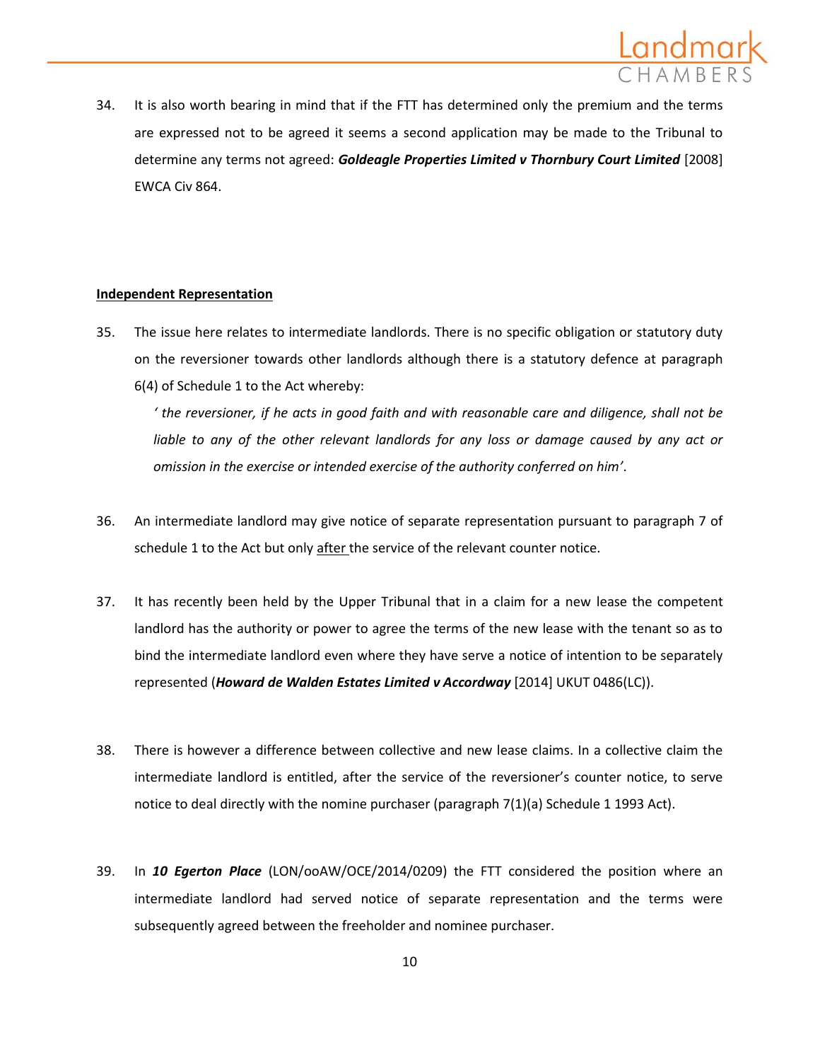34. It is also worth bearing in mind that if the FTT has determined only the premium and the terms are expressed not to be agreed it seems a second application may be made to the Tribunal to determine any terms not agreed: ***Goldeagle Properties Limited v Thornbury Court Limited*** [2008] EWCA Civ 864.

**Independent Representation**

35. The issue here relates to intermediate landlords. There is no specific obligation or statutory duty on the reversioner towards other landlords although there is a statutory defence at paragraph 6(4) of Schedule 1 to the Act whereby:

    *' the reversioner, if he acts in good faith and with reasonable care and diligence, shall not be liable to any of the other relevant landlords for any loss or damage caused by any act or omission in the exercise or intended exercise of the authority conferred on him'*.

36. An intermediate landlord may give notice of separate representation pursuant to paragraph 7 of schedule 1 to the Act but only after the service of the relevant counter notice.

37. It has recently been held by the Upper Tribunal that in a claim for a new lease the competent landlord has the authority or power to agree the terms of the new lease with the tenant so as to bind the intermediate landlord even where they have serve a notice of intention to be separately represented (***Howard de Walden Estates Limited v Accordway*** [2014] UKUT 0486(LC)).

38. There is however a difference between collective and new lease claims. In a collective claim the intermediate landlord is entitled, after the service of the reversioner's counter notice, to serve notice to deal directly with the nomine purchaser (paragraph 7(1)(a) Schedule 1 1993 Act).

39. In ***10 Egerton Place*** (LON/ooAW/OCE/2014/0209) the FTT considered the position where an intermediate landlord had served notice of separate representation and the terms were subsequently agreed between the freeholder and nominee purchaser.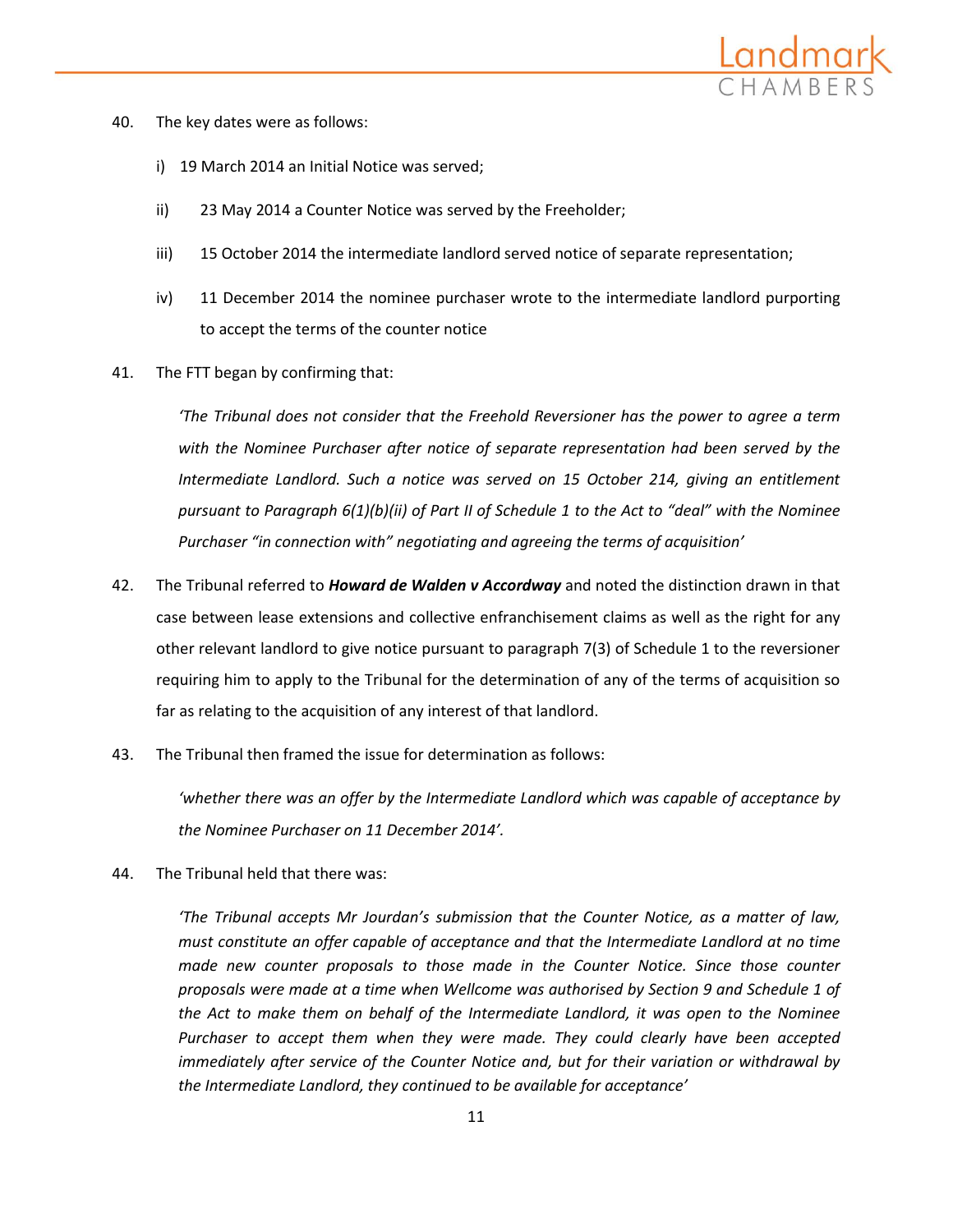40. The key dates were as follows:

    i) 19 March 2014 an Initial Notice was served;

    ii) 23 May 2014 a Counter Notice was served by the Freeholder;

    iii) 15 October 2014 the intermediate landlord served notice of separate representation;

    iv) 11 December 2014 the nominee purchaser wrote to the intermediate landlord purporting to accept the terms of the counter notice

41. The FTT began by confirming that:

    *'The Tribunal does not consider that the Freehold Reversioner has the power to agree a term with the Nominee Purchaser after notice of separate representation had been served by the Intermediate Landlord. Such a notice was served on 15 October 214, giving an entitlement pursuant to Paragraph 6(1)(b)(ii) of Part II of Schedule 1 to the Act to "deal" with the Nominee Purchaser "in connection with" negotiating and agreeing the terms of acquisition'*

42. The Tribunal referred to ***Howard de Walden v Accordway*** and noted the distinction drawn in that case between lease extensions and collective enfranchisement claims as well as the right for any other relevant landlord to give notice pursuant to paragraph 7(3) of Schedule 1 to the reversioner requiring him to apply to the Tribunal for the determination of any of the terms of acquisition so far as relating to the acquisition of any interest of that landlord.

43. The Tribunal then framed the issue for determination as follows:

    *'whether there was an offer by the Intermediate Landlord which was capable of acceptance by the Nominee Purchaser on 11 December 2014'.*

44. The Tribunal held that there was:

    *'The Tribunal accepts Mr Jourdan's submission that the Counter Notice, as a matter of law, must constitute an offer capable of acceptance and that the Intermediate Landlord at no time made new counter proposals to those made in the Counter Notice. Since those counter proposals were made at a time when Wellcome was authorised by Section 9 and Schedule 1 of the Act to make them on behalf of the Intermediate Landlord, it was open to the Nominee Purchaser to accept them when they were made. They could clearly have been accepted immediately after service of the Counter Notice and, but for their variation or withdrawal by the Intermediate Landlord, they continued to be available for acceptance'*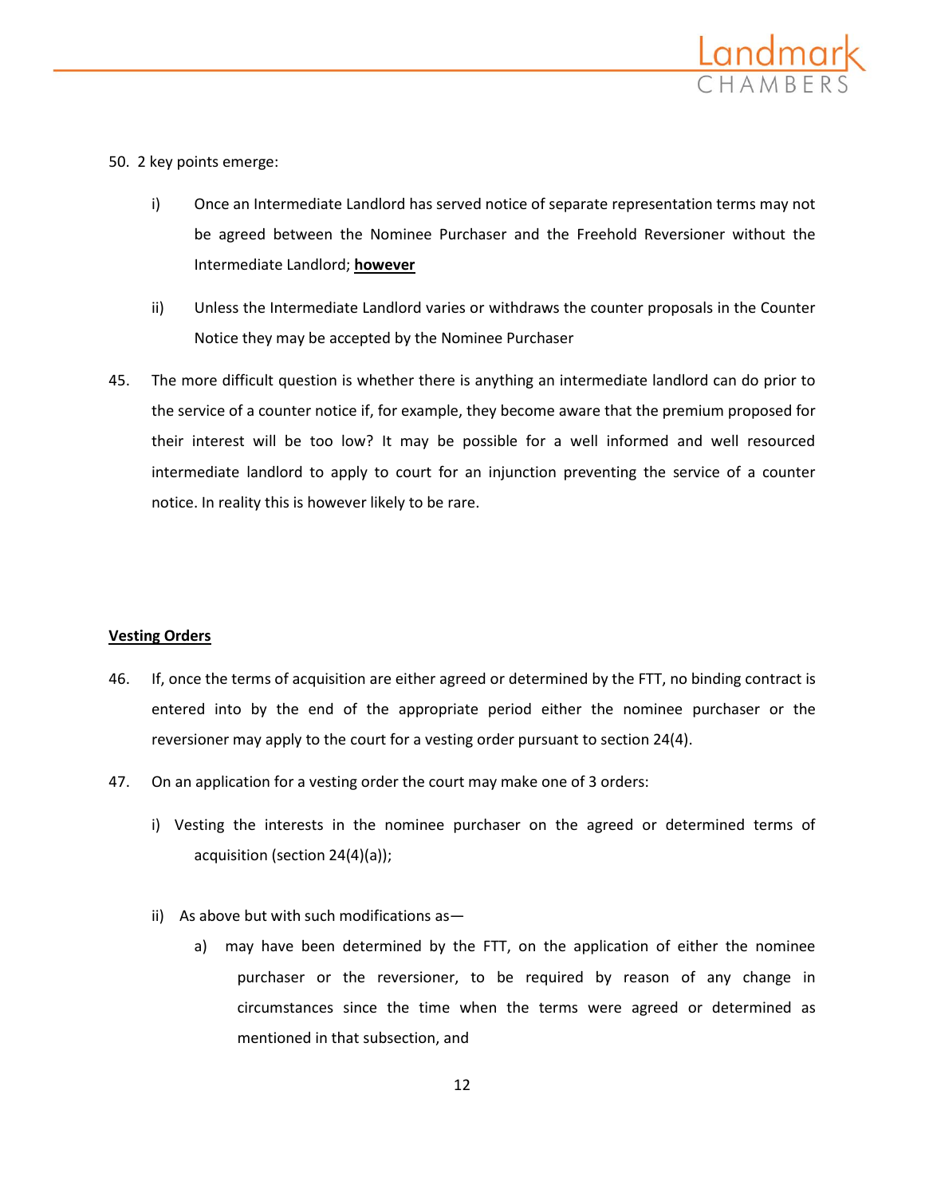50. 2 key points emerge:

   i) Once an Intermediate Landlord has served notice of separate representation terms may not be agreed between the Nominee Purchaser and the Freehold Reversioner without the Intermediate Landlord; **however**

   ii) Unless the Intermediate Landlord varies or withdraws the counter proposals in the Counter Notice they may be accepted by the Nominee Purchaser

45. The more difficult question is whether there is anything an intermediate landlord can do prior to the service of a counter notice if, for example, they become aware that the premium proposed for their interest will be too low? It may be possible for a well informed and well resourced intermediate landlord to apply to court for an injunction preventing the service of a counter notice. In reality this is however likely to be rare.

**Vesting Orders**

46. If, once the terms of acquisition are either agreed or determined by the FTT, no binding contract is entered into by the end of the appropriate period either the nominee purchaser or the reversioner may apply to the court for a vesting order pursuant to section 24(4).

47. On an application for a vesting order the court may make one of 3 orders:

   i) Vesting the interests in the nominee purchaser on the agreed or determined terms of acquisition (section 24(4)(a));

   ii) As above but with such modifications as—

      a) may have been determined by the FTT, on the application of either the nominee purchaser or the reversioner, to be required by reason of any change in circumstances since the time when the terms were agreed or determined as mentioned in that subsection, and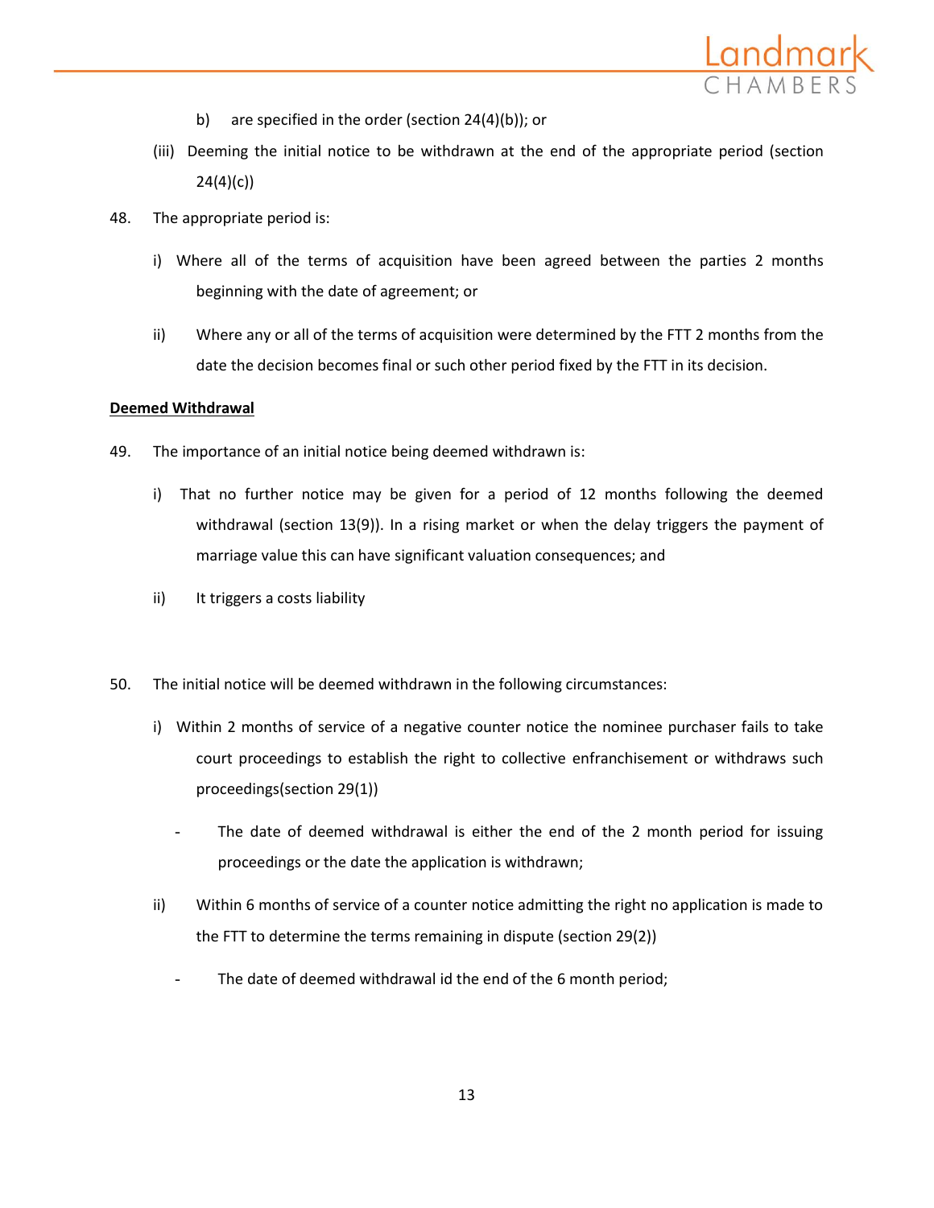b) are specified in the order (section 24(4)(b)); or

(iii) Deeming the initial notice to be withdrawn at the end of the appropriate period (section 24(4)(c))

48. The appropriate period is:

i) Where all of the terms of acquisition have been agreed between the parties 2 months beginning with the date of agreement; or

ii) Where any or all of the terms of acquisition were determined by the FTT 2 months from the date the decision becomes final or such other period fixed by the FTT in its decision.

<u>**Deemed Withdrawal**</u>

49. The importance of an initial notice being deemed withdrawn is:

i) That no further notice may be given for a period of 12 months following the deemed withdrawal (section 13(9)). In a rising market or when the delay triggers the payment of marriage value this can have significant valuation consequences; and

ii) It triggers a costs liability

50. The initial notice will be deemed withdrawn in the following circumstances:

i) Within 2 months of service of a negative counter notice the nominee purchaser fails to take court proceedings to establish the right to collective enfranchisement or withdraws such proceedings(section 29(1))

- The date of deemed withdrawal is either the end of the 2 month period for issuing proceedings or the date the application is withdrawn;

ii) Within 6 months of service of a counter notice admitting the right no application is made to the FTT to determine the terms remaining in dispute (section 29(2))

- The date of deemed withdrawal id the end of the 6 month period;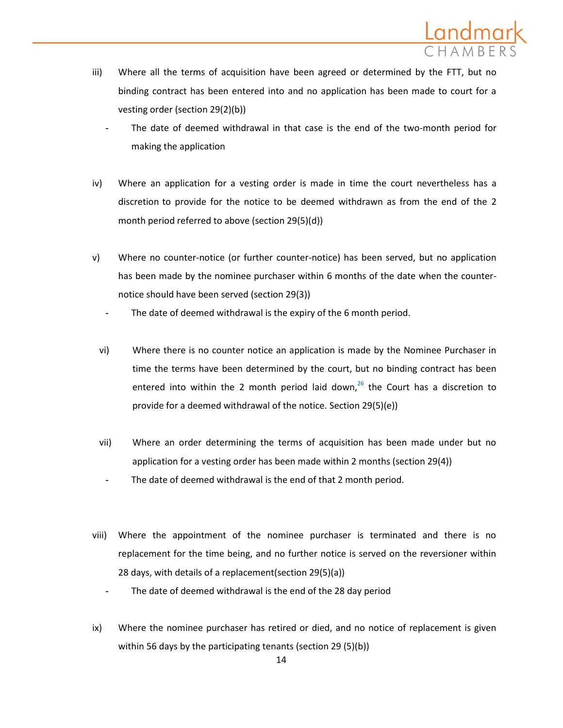iii) Where all the terms of acquisition have been agreed or determined by the FTT, but no binding contract has been entered into and no application has been made to court for a vesting order (section 29(2)(b))

   - The date of deemed withdrawal in that case is the end of the two-month period for making the application

iv) Where an application for a vesting order is made in time the court nevertheless has a discretion to provide for the notice to be deemed withdrawn as from the end of the 2 month period referred to above (section 29(5)(d))

v) Where no counter-notice (or further counter-notice) has been served, but no application has been made by the nominee purchaser within 6 months of the date when the counter-notice should have been served (section 29(3))

   - The date of deemed withdrawal is the expiry of the 6 month period.

vi) Where there is no counter notice an application is made by the Nominee Purchaser in time the terms have been determined by the court, but no binding contract has been entered into within the 2 month period laid down,[26] the Court has a discretion to provide for a deemed withdrawal of the notice. Section 29(5)(e))

vii) Where an order determining the terms of acquisition has been made under but no application for a vesting order has been made within 2 months (section 29(4))

   - The date of deemed withdrawal is the end of that 2 month period.

viii) Where the appointment of the nominee purchaser is terminated and there is no replacement for the time being, and no further notice is served on the reversioner within 28 days, with details of a replacement(section 29(5)(a))

   - The date of deemed withdrawal is the end of the 28 day period

ix) Where the nominee purchaser has retired or died, and no notice of replacement is given within 56 days by the participating tenants (section 29 (5)(b))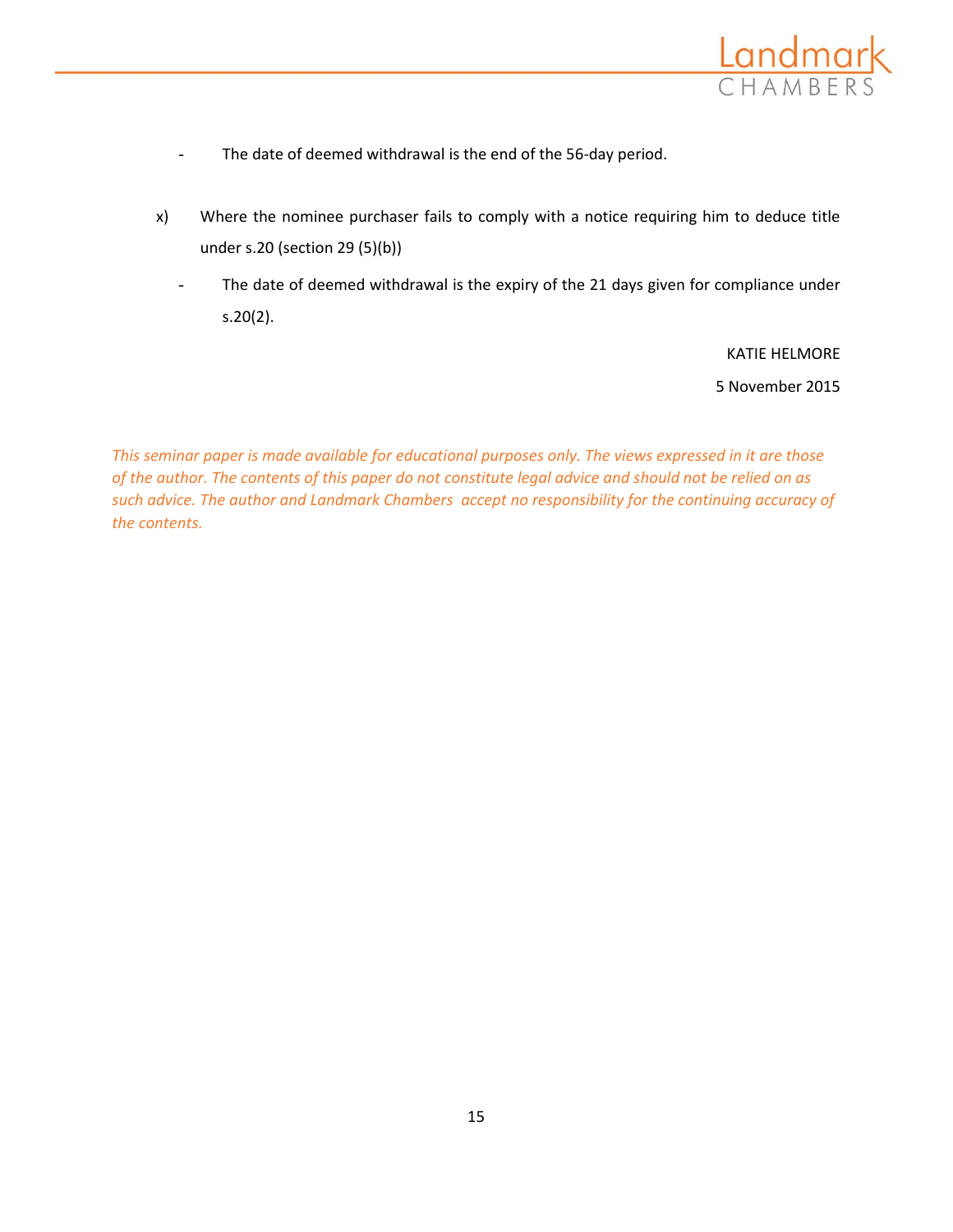- The date of deemed withdrawal is the end of the 56-day period.

x) Where the nominee purchaser fails to comply with a notice requiring him to deduce title under s.20 (section 29 (5)(b))

- The date of deemed withdrawal is the expiry of the 21 days given for compliance under s.20(2).

KATIE HELMORE

5 November 2015

*This seminar paper is made available for educational purposes only. The views expressed in it are those of the author. The contents of this paper do not constitute legal advice and should not be relied on as such advice. The author and Landmark Chambers accept no responsibility for the continuing accuracy of the contents.*